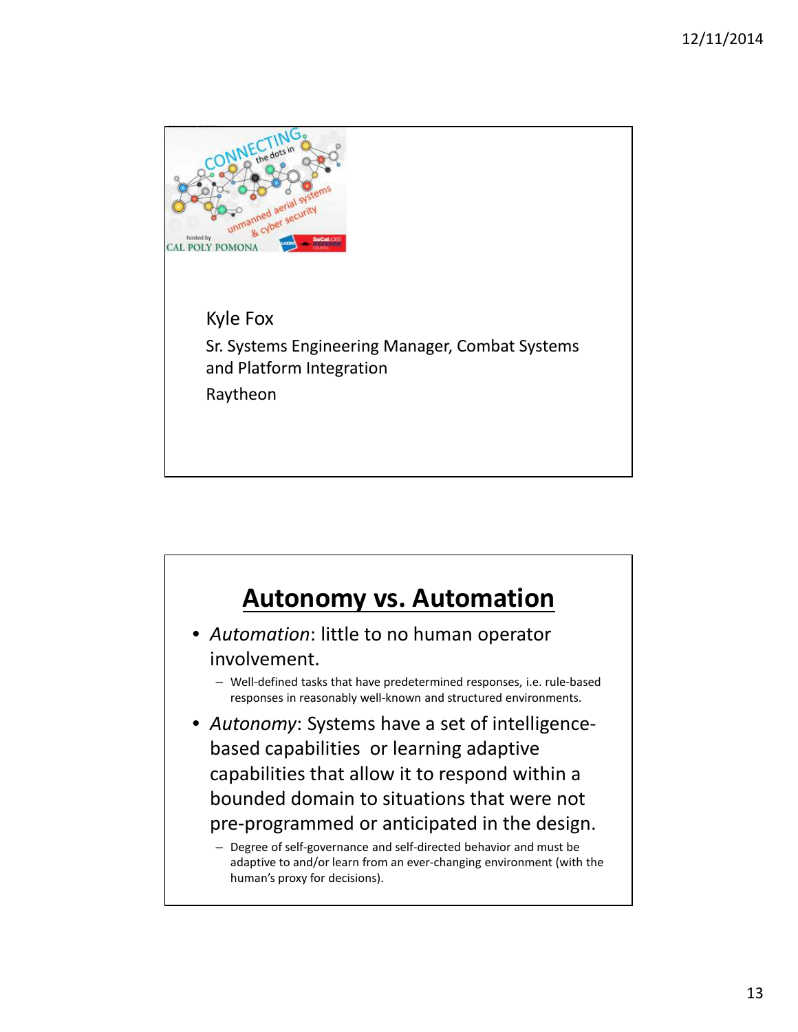CONNECTING the dots in unmanned aerial systems & cyber security

hosted by CAL POLY POMONA

Kyle Fox

Sr. Systems Engineering Manager, Combat Systems and Platform Integration

Raytheon

## Autonomy vs. Automation

- *Automation*: little to no human operator involvement.
  - Well-defined tasks that have predetermined responses, i.e. rule-based responses in reasonably well-known and structured environments.
- *Autonomy*: Systems have a set of intelligence-based capabilities or learning adaptive capabilities that allow it to respond within a bounded domain to situations that were not pre-programmed or anticipated in the design.
  - Degree of self-governance and self-directed behavior and must be adaptive to and/or learn from an ever-changing environment (with the human's proxy for decisions).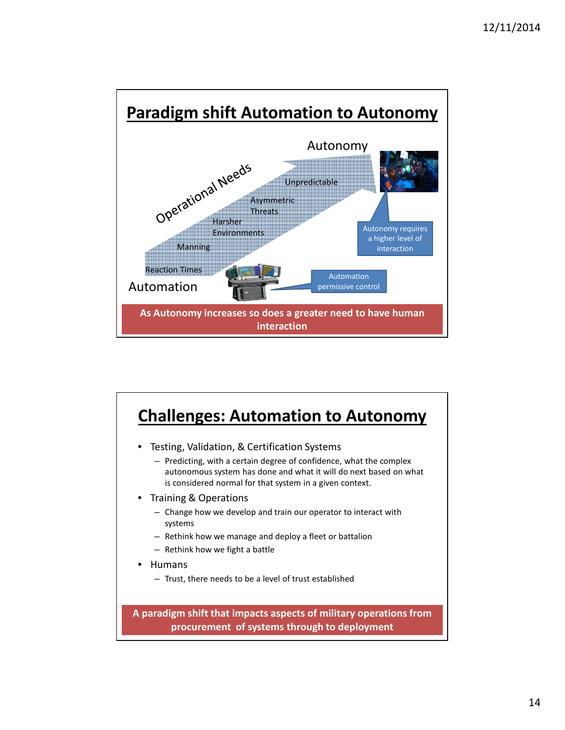## Paradigm shift Automation to Autonomy

Autonomy

Operational Needs

Unpredictable

Asymmetric Threats

Harsher Environments

Manning

Reaction Times

Automation

Autonomy requires a higher level of interaction

Automation permissive control

**As Autonomy increases so does a greater need to have human interaction**

## Challenges: Automation to Autonomy

- Testing, Validation, & Certification Systems
  - Predicting, with a certain degree of confidence, what the complex autonomous system has done and what it will do next based on what is considered normal for that system in a given context.
- Training & Operations
  - Change how we develop and train our operator to interact with systems
  - Rethink how we manage and deploy a fleet or battalion
  - Rethink how we fight a battle
- Humans
  - Trust, there needs to be a level of trust established

**A paradigm shift that impacts aspects of military operations from procurement of systems through to deployment**